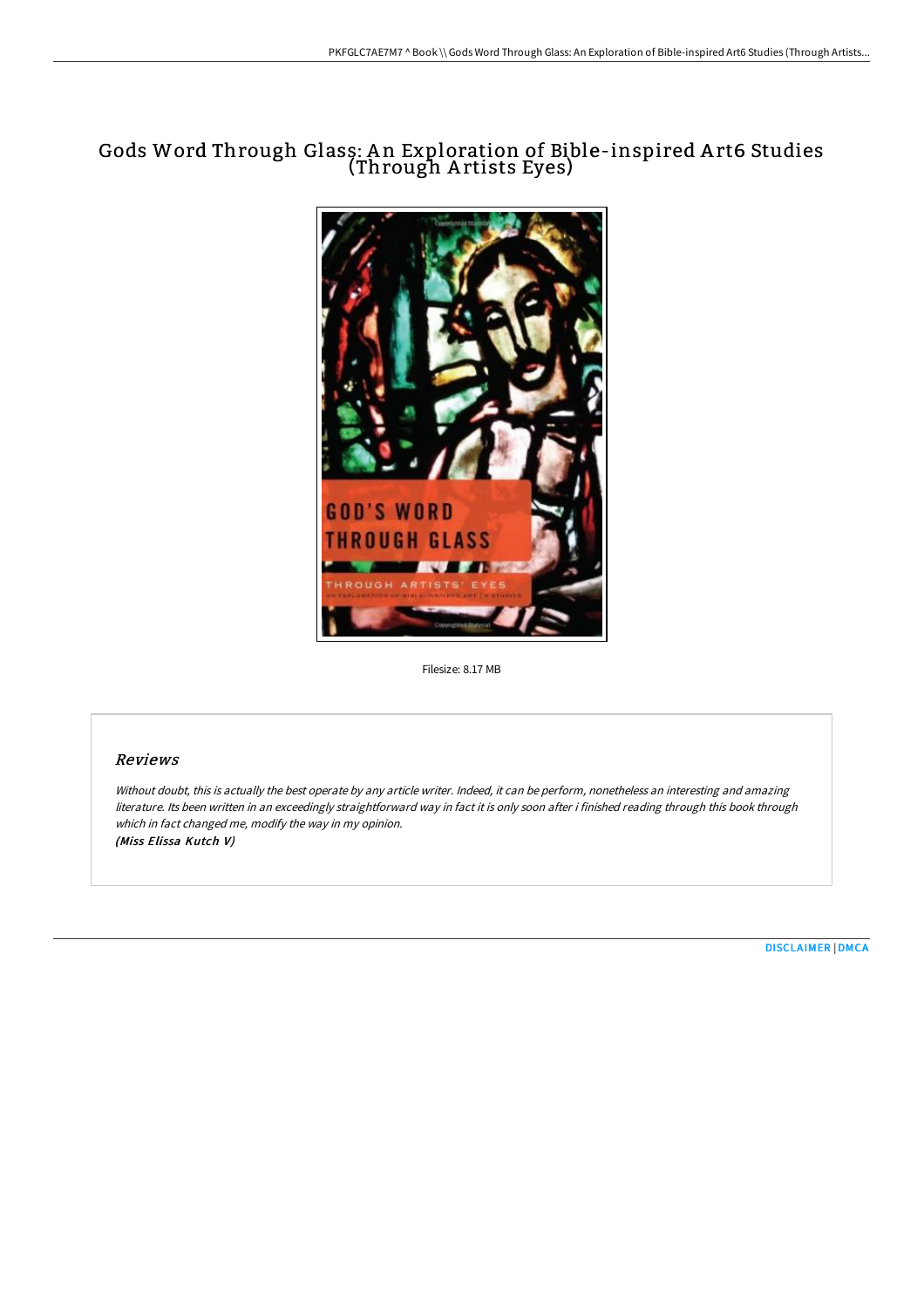# Gods Word Through Glass: An Exploration of Bible-inspired Art6 Studies (Through Artists Eyes)

Filesize: 8.17 MB

## Reviews

*Without doubt, this is actually the best operate by any article writer. Indeed, it can be perform, nonetheless an interesting and amazing literature. Its been written in an exceedingly straightforward way in fact it is only soon after i finished reading through this book through which in fact changed me, modify the way in my opinion.*
***(Miss Elissa Kutch V)***

DISCLAIMER | DMCA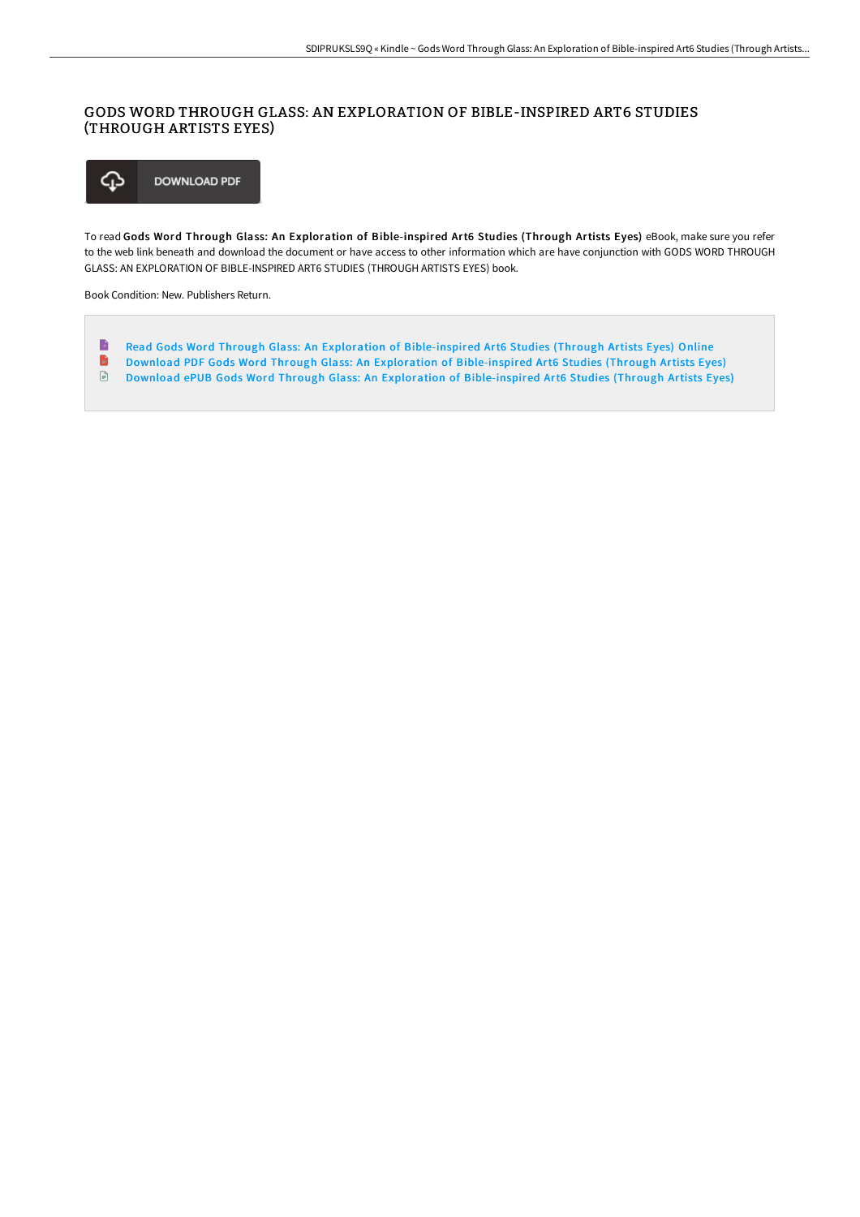# GODS WORD THROUGH GLASS: AN EXPLORATION OF BIBLE-INSPIRED ART6 STUDIES (THROUGH ARTISTS EYES)

DOWNLOAD PDF

To read **Gods Word Through Glass: An Exploration of Bible-inspired Art6 Studies (Through Artists Eyes)** eBook, make sure you refer to the web link beneath and download the document or have access to other information which are have conjunction with GODS WORD THROUGH GLASS: AN EXPLORATION OF BIBLE-INSPIRED ART6 STUDIES (THROUGH ARTISTS EYES) book.

Book Condition: New. Publishers Return.

- Read Gods Word Through Glass: An Exploration of Bible-inspired Art6 Studies (Through Artists Eyes) Online
- Download PDF Gods Word Through Glass: An Exploration of Bible-inspired Art6 Studies (Through Artists Eyes)
- Download ePUB Gods Word Through Glass: An Exploration of Bible-inspired Art6 Studies (Through Artists Eyes)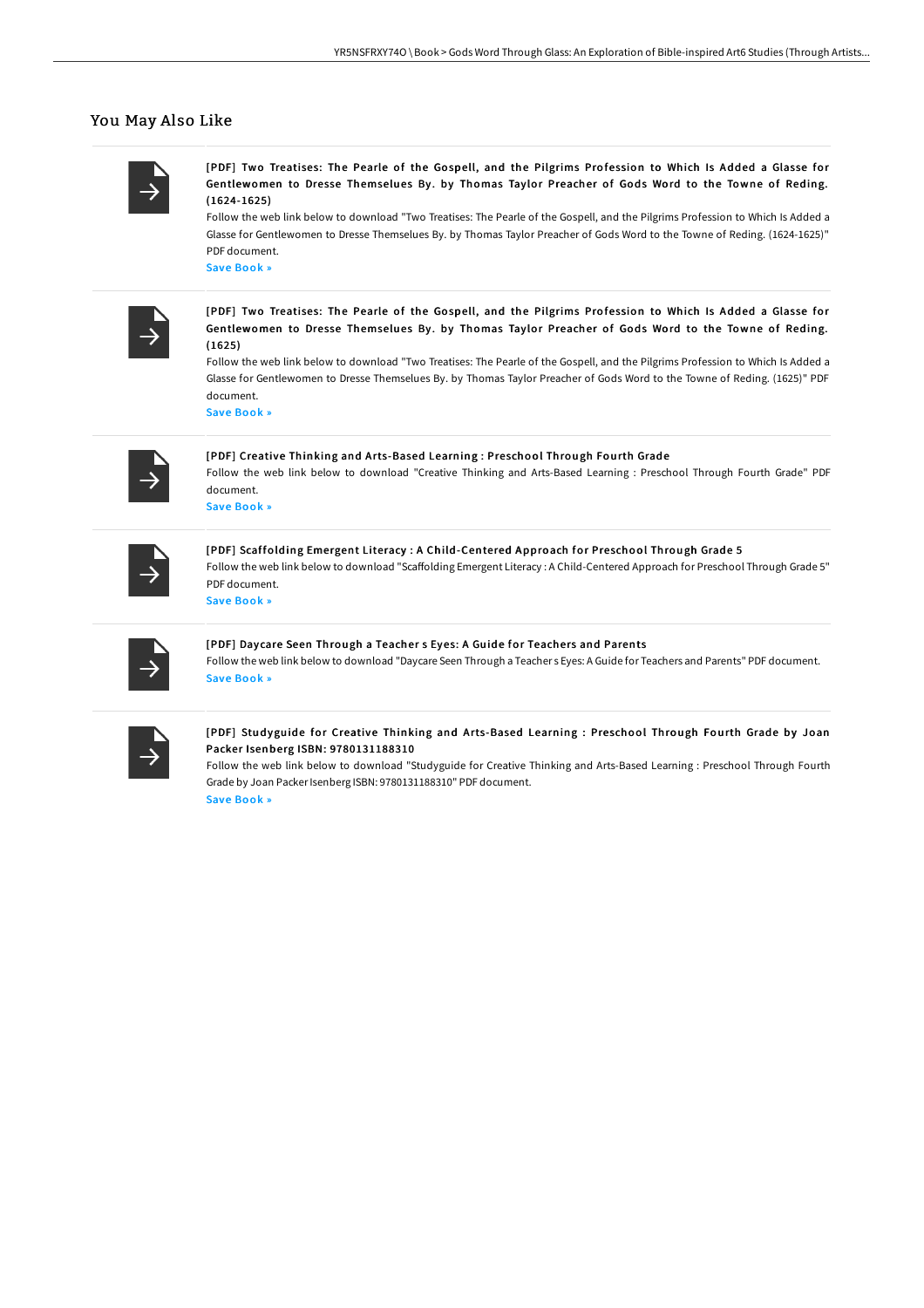## You May Also Like

**[PDF] Two Treatises: The Pearle of the Gospell, and the Pilgrims Profession to Which Is Added a Glasse for Gentlewomen to Dresse Themselues By. by Thomas Taylor Preacher of Gods Word to the Towne of Reding. (1624-1625)**

Follow the web link below to download "Two Treatises: The Pearle of the Gospell, and the Pilgrims Profession to Which Is Added a Glasse for Gentlewomen to Dresse Themselues By. by Thomas Taylor Preacher of Gods Word to the Towne of Reding. (1624-1625)" PDF document.

Save Book »

**[PDF] Two Treatises: The Pearle of the Gospell, and the Pilgrims Profession to Which Is Added a Glasse for Gentlewomen to Dresse Themselues By. by Thomas Taylor Preacher of Gods Word to the Towne of Reding. (1625)**

Follow the web link below to download "Two Treatises: The Pearle of the Gospell, and the Pilgrims Profession to Which Is Added a Glasse for Gentlewomen to Dresse Themselues By. by Thomas Taylor Preacher of Gods Word to the Towne of Reding. (1625)" PDF document.

Save Book »

**[PDF] Creative Thinking and Arts-Based Learning : Preschool Through Fourth Grade**

Follow the web link below to download "Creative Thinking and Arts-Based Learning : Preschool Through Fourth Grade" PDF document.

Save Book »

**[PDF] Scaffolding Emergent Literacy : A Child-Centered Approach for Preschool Through Grade 5**

Follow the web link below to download "Scaffolding Emergent Literacy : A Child-Centered Approach for Preschool Through Grade 5" PDF document.

Save Book »

**[PDF] Daycare Seen Through a Teacher s Eyes: A Guide for Teachers and Parents**

Follow the web link below to download "Daycare Seen Through a Teacher s Eyes: A Guide for Teachers and Parents" PDF document.

Save Book »

**[PDF] Studyguide for Creative Thinking and Arts-Based Learning : Preschool Through Fourth Grade by Joan Packer Isenberg ISBN: 9780131188310**

Follow the web link below to download "Studyguide for Creative Thinking and Arts-Based Learning : Preschool Through Fourth Grade by Joan Packer Isenberg ISBN: 9780131188310" PDF document.

Save Book »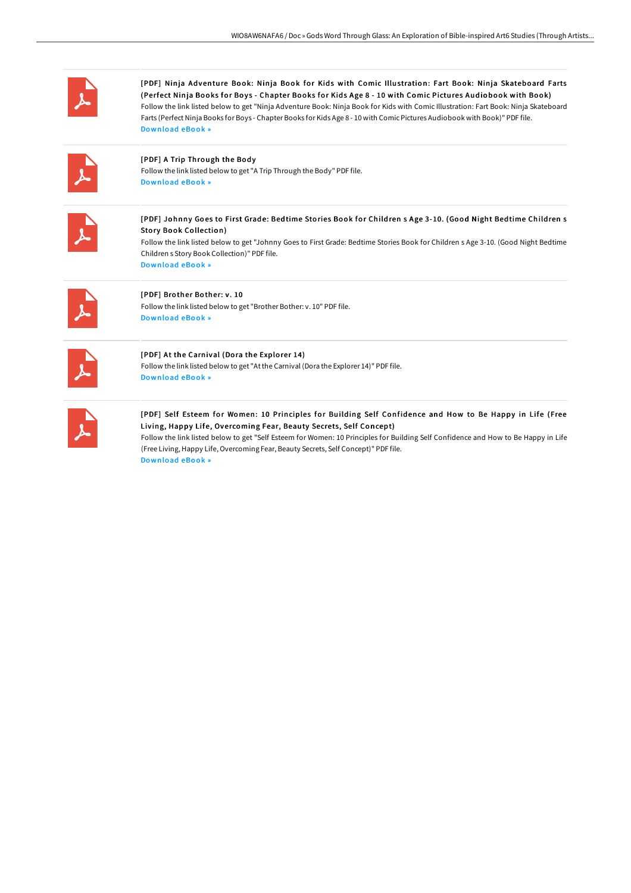**[PDF] Ninja Adventure Book: Ninja Book for Kids with Comic Illustration: Fart Book: Ninja Skateboard Farts (Perfect Ninja Books for Boys - Chapter Books for Kids Age 8 - 10 with Comic Pictures Audiobook with Book)**

Follow the link listed below to get "Ninja Adventure Book: Ninja Book for Kids with Comic Illustration: Fart Book: Ninja Skateboard Farts (Perfect Ninja Books for Boys - Chapter Books for Kids Age 8 - 10 with Comic Pictures Audiobook with Book)" PDF file.

Download eBook »

**[PDF] A Trip Through the Body**

Follow the link listed below to get "A Trip Through the Body" PDF file.

Download eBook »

**[PDF] Johnny Goes to First Grade: Bedtime Stories Book for Children s Age 3-10. (Good Night Bedtime Children s Story Book Collection)**

Follow the link listed below to get "Johnny Goes to First Grade: Bedtime Stories Book for Children s Age 3-10. (Good Night Bedtime Children s Story Book Collection)" PDF file.

Download eBook »

**[PDF] Brother Bother: v. 10**

Follow the link listed below to get "Brother Bother: v. 10" PDF file.

Download eBook »

**[PDF] At the Carnival (Dora the Explorer 14)**

Follow the link listed below to get "At the Carnival (Dora the Explorer 14)" PDF file.

Download eBook »

**[PDF] Self Esteem for Women: 10 Principles for Building Self Confidence and How to Be Happy in Life (Free Living, Happy Life, Overcoming Fear, Beauty Secrets, Self Concept)**

Follow the link listed below to get "Self Esteem for Women: 10 Principles for Building Self Confidence and How to Be Happy in Life (Free Living, Happy Life, Overcoming Fear, Beauty Secrets, Self Concept)" PDF file.

Download eBook »